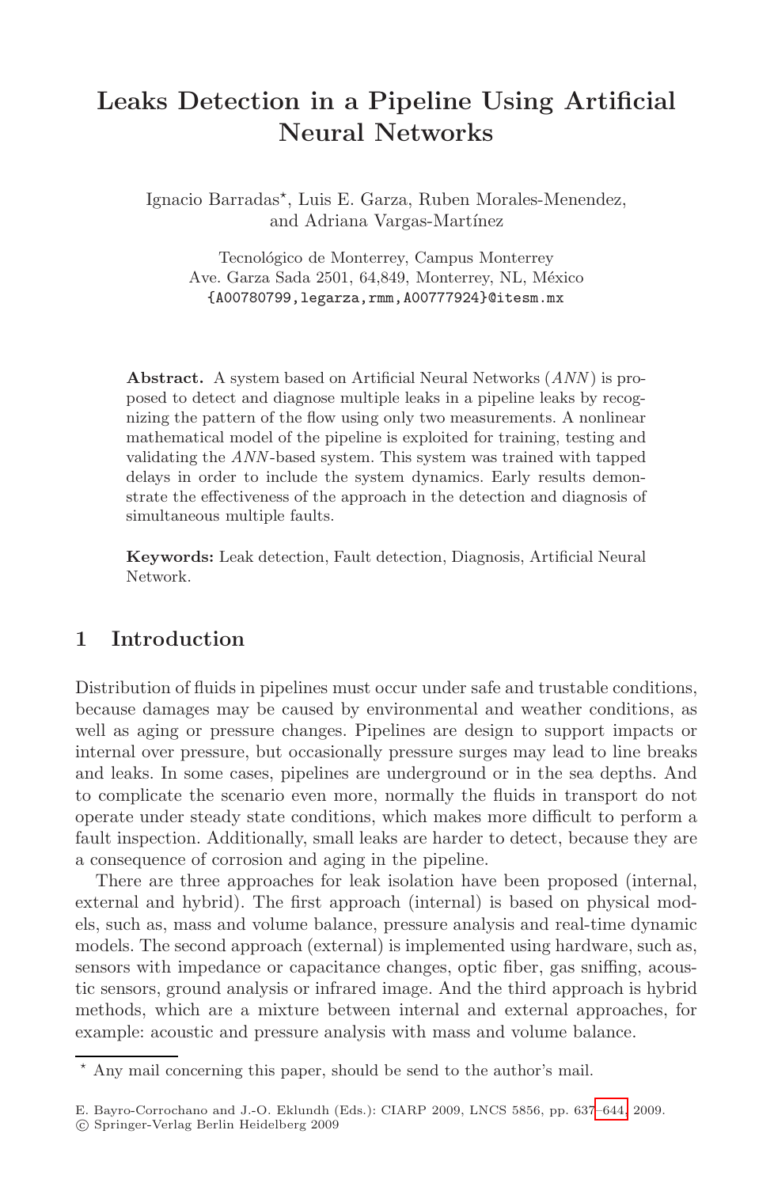# Leaks Detection in a Pipeline Using Artificial Neural Networks

Ignacio Barradas*, Luis E. Garza, Ruben Morales-Menendez, and Adriana Vargas-Martínez

Tecnológico de Monterrey, Campus Monterrey
Ave. Garza Sada 2501, 64,849, Monterrey, NL, México
{A00780799,legarza,rmm,A00777924}@itesm.mx

**Abstract.** A system based on Artificial Neural Networks (*ANN*) is proposed to detect and diagnose multiple leaks in a pipeline leaks by recognizing the pattern of the flow using only two measurements. A nonlinear mathematical model of the pipeline is exploited for training, testing and validating the *ANN*-based system. This system was trained with tapped delays in order to include the system dynamics. Early results demonstrate the effectiveness of the approach in the detection and diagnosis of simultaneous multiple faults.

**Keywords:** Leak detection, Fault detection, Diagnosis, Artificial Neural Network.

## 1 Introduction

Distribution of fluids in pipelines must occur under safe and trustable conditions, because damages may be caused by environmental and weather conditions, as well as aging or pressure changes. Pipelines are design to support impacts or internal over pressure, but occasionally pressure surges may lead to line breaks and leaks. In some cases, pipelines are underground or in the sea depths. And to complicate the scenario even more, normally the fluids in transport do not operate under steady state conditions, which makes more difficult to perform a fault inspection. Additionally, small leaks are harder to detect, because they are a consequence of corrosion and aging in the pipeline.

There are three approaches for leak isolation have been proposed (internal, external and hybrid). The first approach (internal) is based on physical models, such as, mass and volume balance, pressure analysis and real-time dynamic models. The second approach (external) is implemented using hardware, such as, sensors with impedance or capacitance changes, optic fiber, gas sniffing, acoustic sensors, ground analysis or infrared image. And the third approach is hybrid methods, which are a mixture between internal and external approaches, for example: acoustic and pressure analysis with mass and volume balance.

* Any mail concerning this paper, should be send to the author's mail.

E. Bayro-Corrochano and J.-O. Eklundh (Eds.): CIARP 2009, LNCS 5856, pp. 637–644, 2009.
© Springer-Verlag Berlin Heidelberg 2009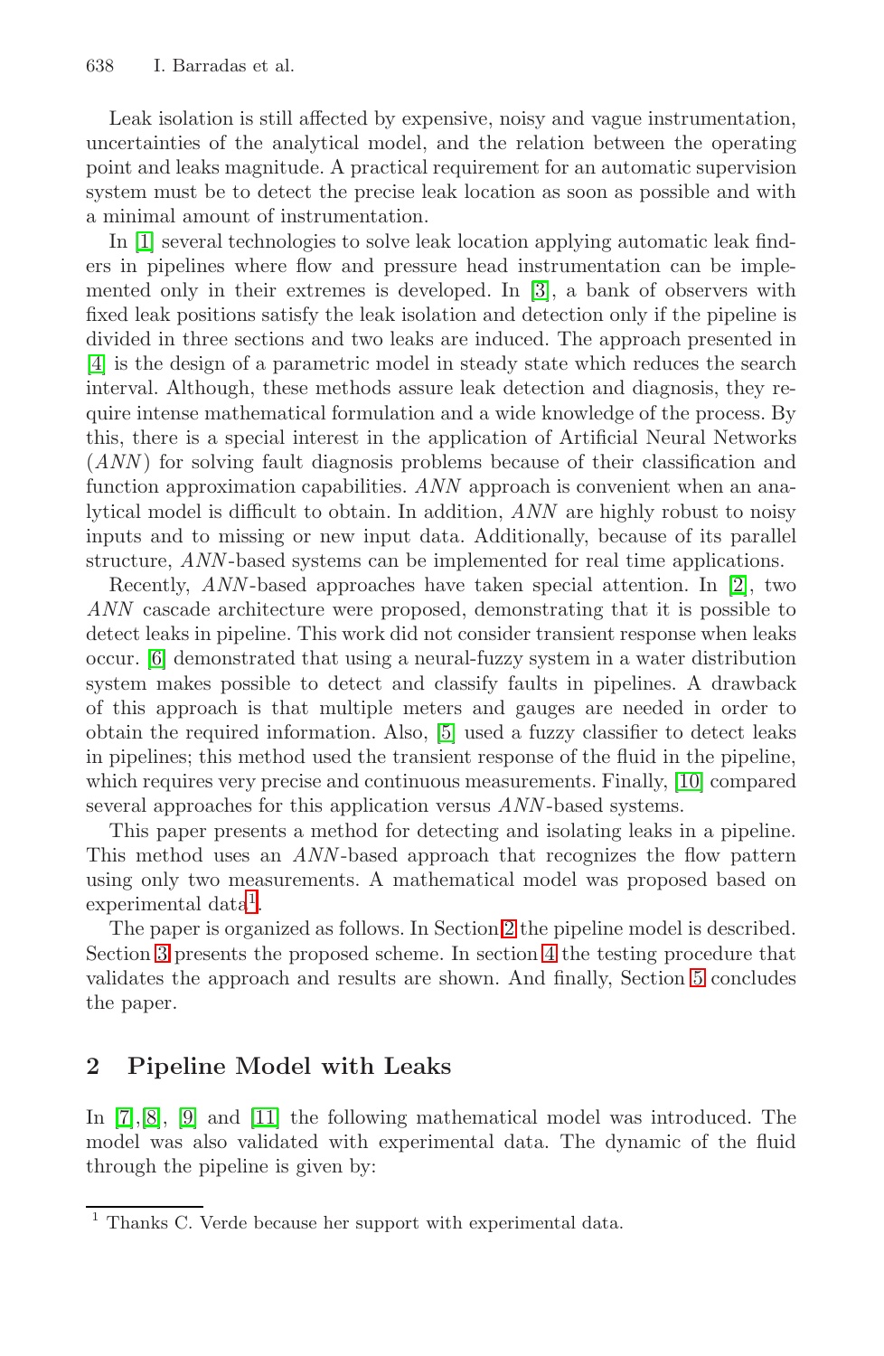Leak isolation is still affected by expensive, noisy and vague instrumentation, uncertainties of the analytical model, and the relation between the operating point and leaks magnitude. A practical requirement for an automatic supervision system must be to detect the precise leak location as soon as possible and with a minimal amount of instrumentation.

In [1] several technologies to solve leak location applying automatic leak finders in pipelines where flow and pressure head instrumentation can be implemented only in their extremes is developed. In [3], a bank of observers with fixed leak positions satisfy the leak isolation and detection only if the pipeline is divided in three sections and two leaks are induced. The approach presented in [4] is the design of a parametric model in steady state which reduces the search interval. Although, these methods assure leak detection and diagnosis, they require intense mathematical formulation and a wide knowledge of the process. By this, there is a special interest in the application of Artificial Neural Networks (*ANN*) for solving fault diagnosis problems because of their classification and function approximation capabilities. *ANN* approach is convenient when an analytical model is difficult to obtain. In addition, *ANN* are highly robust to noisy inputs and to missing or new input data. Additionally, because of its parallel structure, *ANN*-based systems can be implemented for real time applications.

Recently, *ANN*-based approaches have taken special attention. In [2], two *ANN* cascade architecture were proposed, demonstrating that it is possible to detect leaks in pipeline. This work did not consider transient response when leaks occur. [6] demonstrated that using a neural-fuzzy system in a water distribution system makes possible to detect and classify faults in pipelines. A drawback of this approach is that multiple meters and gauges are needed in order to obtain the required information. Also, [5] used a fuzzy classifier to detect leaks in pipelines; this method used the transient response of the fluid in the pipeline, which requires very precise and continuous measurements. Finally, [10] compared several approaches for this application versus *ANN*-based systems.

This paper presents a method for detecting and isolating leaks in a pipeline. This method uses an *ANN*-based approach that recognizes the flow pattern using only two measurements. A mathematical model was proposed based on experimental data[1].

The paper is organized as follows. In Section 2 the pipeline model is described. Section 3 presents the proposed scheme. In section 4 the testing procedure that validates the approach and results are shown. And finally, Section 5 concludes the paper.

## 2 Pipeline Model with Leaks

In [7],[8], [9] and [11] the following mathematical model was introduced. The model was also validated with experimental data. The dynamic of the fluid through the pipeline is given by:

[1] Thanks C. Verde because her support with experimental data.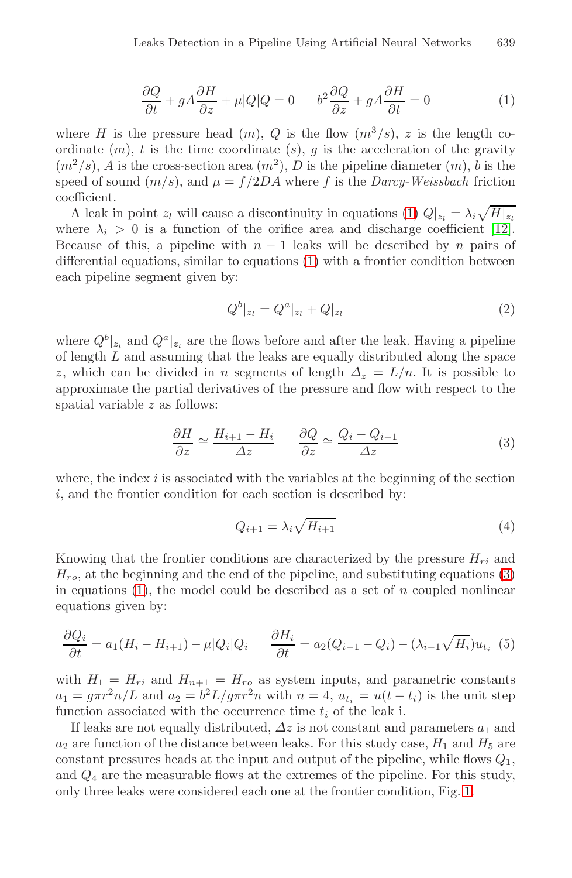$$\frac{\partial Q}{\partial t} + gA\frac{\partial H}{\partial z} + \mu|Q|Q = 0 \qquad b^2\frac{\partial Q}{\partial z} + gA\frac{\partial H}{\partial t} = 0 \tag{1}$$

where $H$ is the pressure head $(m)$, $Q$ is the flow $(m^3/s)$, $z$ is the length coordinate $(m)$, $t$ is the time coordinate $(s)$, $g$ is the acceleration of the gravity $(m^2/s)$, $A$ is the cross-section area $(m^2)$, $D$ is the pipeline diameter $(m)$, $b$ is the speed of sound $(m/s)$, and $\mu = f/2DA$ where $f$ is the *Darcy-Weissbach* friction coefficient.

A leak in point $z_l$ will cause a discontinuity in equations (1) $Q|_{z_l} = \lambda_i\sqrt{H|_{z_l}}$ where $\lambda_i > 0$ is a function of the orifice area and discharge coefficient [12]. Because of this, a pipeline with $n-1$ leaks will be described by $n$ pairs of differential equations, similar to equations (1) with a frontier condition between each pipeline segment given by:

$$Q^b|_{z_l} = Q^a|_{z_l} + Q|_{z_l} \tag{2}$$

where $Q^b|_{z_l}$ and $Q^a|_{z_l}$ are the flows before and after the leak. Having a pipeline of length $L$ and assuming that the leaks are equally distributed along the space $z$, which can be divided in $n$ segments of length $\Delta_z = L/n$. It is possible to approximate the partial derivatives of the pressure and flow with respect to the spatial variable $z$ as follows:

$$\frac{\partial H}{\partial z} \cong \frac{H_{i+1} - H_i}{\Delta z} \qquad \frac{\partial Q}{\partial z} \cong \frac{Q_i - Q_{i-1}}{\Delta z} \tag{3}$$

where, the index $i$ is associated with the variables at the beginning of the section $i$, and the frontier condition for each section is described by:

$$Q_{i+1} = \lambda_i\sqrt{H_{i+1}} \tag{4}$$

Knowing that the frontier conditions are characterized by the pressure $H_{ri}$ and $H_{ro}$, at the beginning and the end of the pipeline, and substituting equations (3) in equations (1), the model could be described as a set of $n$ coupled nonlinear equations given by:

$$\frac{\partial Q_i}{\partial t} = a_1(H_i - H_{i+1}) - \mu|Q_i|Q_i \qquad \frac{\partial H_i}{\partial t} = a_2(Q_{i-1} - Q_i) - (\lambda_{i-1}\sqrt{H_i})u_{t_i} \tag{5}$$

with $H_1 = H_{ri}$ and $H_{n+1} = H_{ro}$ as system inputs, and parametric constants $a_1 = g\pi r^2 n/L$ and $a_2 = b^2 L/g\pi r^2 n$ with $n = 4$, $u_{t_i} = u(t - t_i)$ is the unit step function associated with the occurrence time $t_i$ of the leak i.

If leaks are not equally distributed, $\Delta z$ is not constant and parameters $a_1$ and $a_2$ are function of the distance between leaks. For this study case, $H_1$ and $H_5$ are constant pressures heads at the input and output of the pipeline, while flows $Q_1$, and $Q_4$ are the measurable flows at the extremes of the pipeline. For this study, only three leaks were considered each one at the frontier condition, Fig. 1.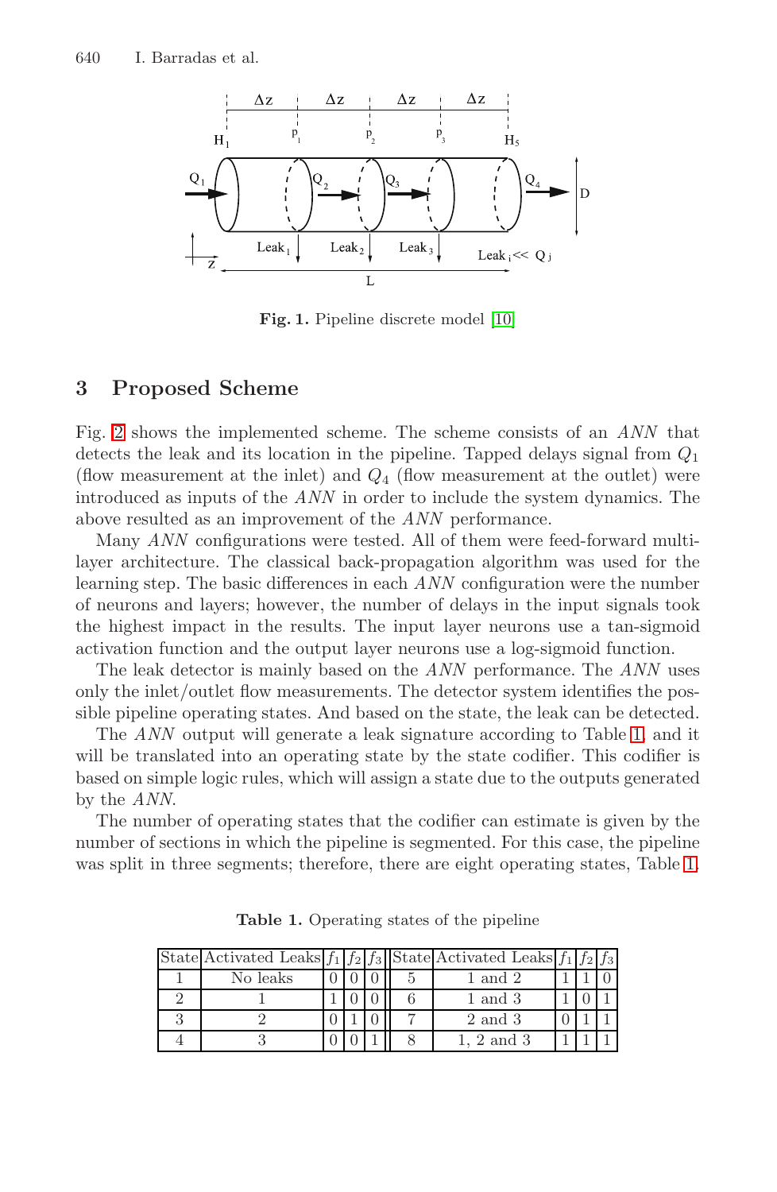**Fig. 1.** Pipeline discrete model [10]

## 3 Proposed Scheme

Fig. 2 shows the implemented scheme. The scheme consists of an *ANN* that detects the leak and its location in the pipeline. Tapped delays signal from $Q_1$ (flow measurement at the inlet) and $Q_4$ (flow measurement at the outlet) were introduced as inputs of the *ANN* in order to include the system dynamics. The above resulted as an improvement of the *ANN* performance.

Many *ANN* configurations were tested. All of them were feed-forward multi-layer architecture. The classical back-propagation algorithm was used for the learning step. The basic differences in each *ANN* configuration were the number of neurons and layers; however, the number of delays in the input signals took the highest impact in the results. The input layer neurons use a tan-sigmoid activation function and the output layer neurons use a log-sigmoid function.

The leak detector is mainly based on the *ANN* performance. The *ANN* uses only the inlet/outlet flow measurements. The detector system identifies the possible pipeline operating states. And based on the state, the leak can be detected.

The *ANN* output will generate a leak signature according to Table 1, and it will be translated into an operating state by the state codifier. This codifier is based on simple logic rules, which will assign a state due to the outputs generated by the *ANN*.

The number of operating states that the codifier can estimate is given by the number of sections in which the pipeline is segmented. For this case, the pipeline was split in three segments; therefore, there are eight operating states, Table 1.

**Table 1.** Operating states of the pipeline

| State | Activated Leaks | $f_1$ | $f_2$ | $f_3$ | State | Activated Leaks | $f_1$ | $f_2$ | $f_3$ |
|---|---|---|---|---|---|---|---|---|---|
| 1 | No leaks | 0 | 0 | 0 | 5 | 1 and 2 | 1 | 1 | 0 |
| 2 | 1 | 1 | 0 | 0 | 6 | 1 and 3 | 1 | 0 | 1 |
| 3 | 2 | 0 | 1 | 0 | 7 | 2 and 3 | 0 | 1 | 1 |
| 4 | 3 | 0 | 0 | 1 | 8 | 1, 2 and 3 | 1 | 1 | 1 |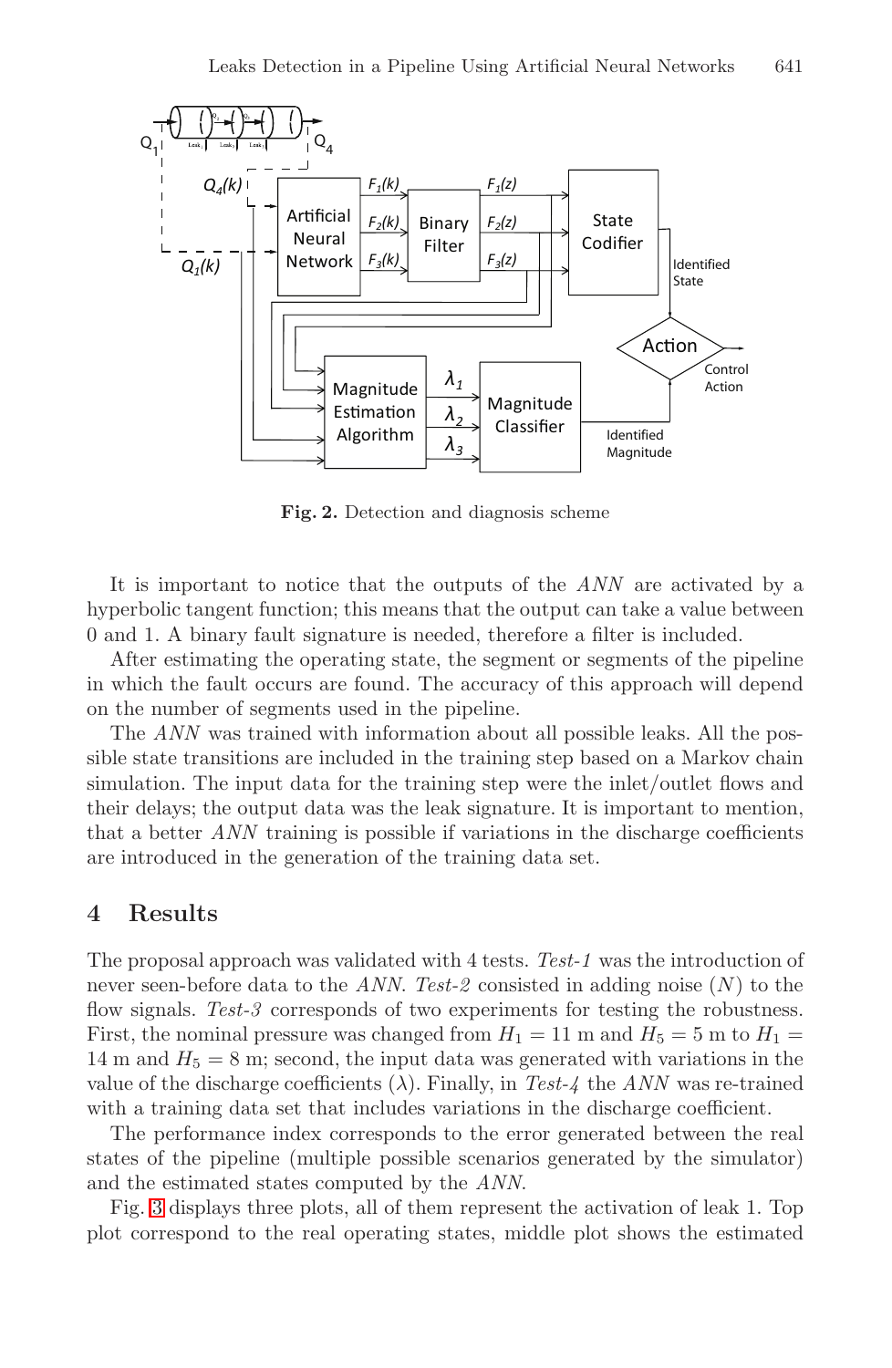**Fig. 2.** Detection and diagnosis scheme

It is important to notice that the outputs of the *ANN* are activated by a hyperbolic tangent function; this means that the output can take a value between 0 and 1. A binary fault signature is needed, therefore a filter is included.

After estimating the operating state, the segment or segments of the pipeline in which the fault occurs are found. The accuracy of this approach will depend on the number of segments used in the pipeline.

The *ANN* was trained with information about all possible leaks. All the possible state transitions are included in the training step based on a Markov chain simulation. The input data for the training step were the inlet/outlet flows and their delays; the output data was the leak signature. It is important to mention, that a better *ANN* training is possible if variations in the discharge coefficients are introduced in the generation of the training data set.

## 4 Results

The proposal approach was validated with 4 tests. *Test-1* was the introduction of never seen-before data to the *ANN*. *Test-2* consisted in adding noise ($N$) to the flow signals. *Test-3* corresponds of two experiments for testing the robustness. First, the nominal pressure was changed from $H_1 = 11$ m and $H_5 = 5$ m to $H_1 = 14$ m and $H_5 = 8$ m; second, the input data was generated with variations in the value of the discharge coefficients ($\lambda$). Finally, in *Test-4* the *ANN* was re-trained with a training data set that includes variations in the discharge coefficient.

The performance index corresponds to the error generated between the real states of the pipeline (multiple possible scenarios generated by the simulator) and the estimated states computed by the *ANN*.

Fig. 3 displays three plots, all of them represent the activation of leak 1. Top plot correspond to the real operating states, middle plot shows the estimated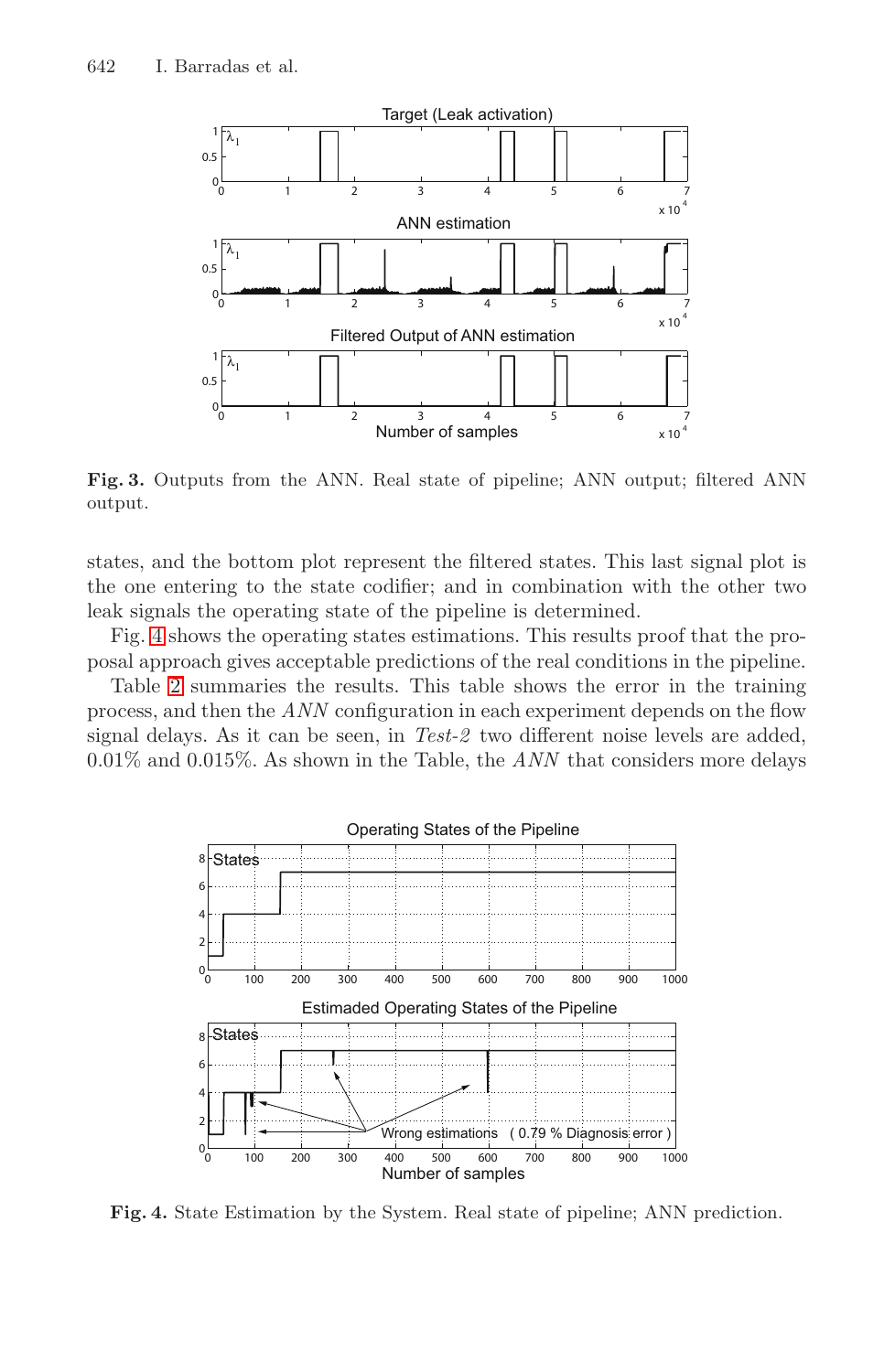**Fig. 3.** Outputs from the ANN. Real state of pipeline; ANN output; filtered ANN output.

states, and the bottom plot represent the filtered states. This last signal plot is the one entering to the state codifier; and in combination with the other two leak signals the operating state of the pipeline is determined.

Fig. 4 shows the operating states estimations. This results proof that the proposal approach gives acceptable predictions of the real conditions in the pipeline.

Table 2 summaries the results. This table shows the error in the training process, and then the *ANN* configuration in each experiment depends on the flow signal delays. As it can be seen, in *Test-2* two different noise levels are added, 0.01% and 0.015%. As shown in the Table, the *ANN* that considers more delays

**Fig. 4.** State Estimation by the System. Real state of pipeline; ANN prediction.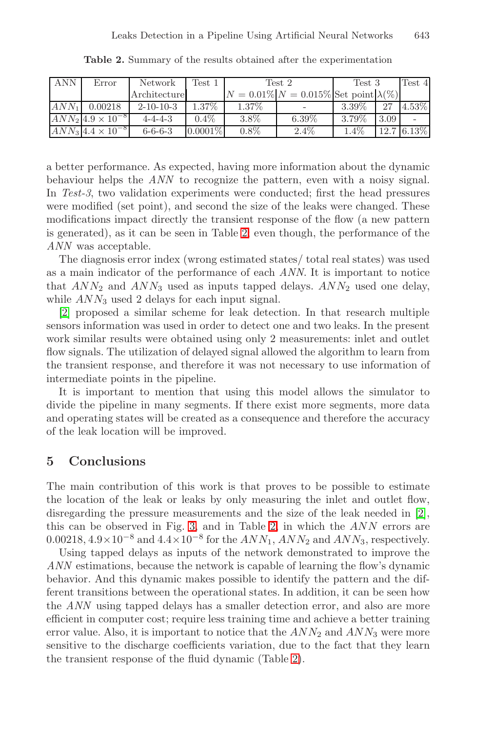**Table 2.** Summary of the results obtained after the experimentation

| ANN | Error | Network Architecture | Test 1 | Test 2 | | Test 3 | | Test 4 |
|---|---|---|---|---|---|---|---|---|
| | | | | $N = 0.01\%$ | $N = 0.015\%$ | Set point | $\lambda(\%)$ | |
| $ANN_1$ | 0.00218 | 2-10-10-3 | 1.37% | 1.37% | - | 3.39% | 27 | 4.53% |
| $ANN_2$ | $4.9 \times 10^{-8}$ | 4-4-4-3 | 0.4% | 3.8% | 6.39% | 3.79% | 3.09 | - |
| $ANN_3$ | $4.4 \times 10^{-8}$ | 6-6-6-3 | 0.0001% | 0.8% | 2.4% | 1.4% | 12.7 | 6.13% |

a better performance. As expected, having more information about the dynamic behaviour helps the $ANN$ to recognize the pattern, even with a noisy signal. In *Test-3*, two validation experiments were conducted; first the head pressures were modified (set point), and second the size of the leaks were changed. These modifications impact directly the transient response of the flow (a new pattern is generated), as it can be seen in Table 2, even though, the performance of the $ANN$ was acceptable.

The diagnosis error index (wrong estimated states/ total real states) was used as a main indicator of the performance of each $ANN$. It is important to notice that $ANN_2$ and $ANN_3$ used as inputs tapped delays. $ANN_2$ used one delay, while $ANN_3$ used 2 delays for each input signal.

[2] proposed a similar scheme for leak detection. In that research multiple sensors information was used in order to detect one and two leaks. In the present work similar results were obtained using only 2 measurements: inlet and outlet flow signals. The utilization of delayed signal allowed the algorithm to learn from the transient response, and therefore it was not necessary to use information of intermediate points in the pipeline.

It is important to mention that using this model allows the simulator to divide the pipeline in many segments. If there exist more segments, more data and operating states will be created as a consequence and therefore the accuracy of the leak location will be improved.

## 5 Conclusions

The main contribution of this work is that proves to be possible to estimate the location of the leak or leaks by only measuring the inlet and outlet flow, disregarding the pressure measurements and the size of the leak needed in [2], this can be observed in Fig. 3, and in Table 2, in which the $ANN$ errors are $0.00218$, $4.9\times10^{-8}$ and $4.4\times10^{-8}$ for the $ANN_1$, $ANN_2$ and $ANN_3$, respectively.

Using tapped delays as inputs of the network demonstrated to improve the $ANN$ estimations, because the network is capable of learning the flow's dynamic behavior. And this dynamic makes possible to identify the pattern and the different transitions between the operational states. In addition, it can be seen how the $ANN$ using tapped delays has a smaller detection error, and also are more efficient in computer cost; require less training time and achieve a better training error value. Also, it is important to notice that the $ANN_2$ and $ANN_3$ were more sensitive to the discharge coefficients variation, due to the fact that they learn the transient response of the fluid dynamic (Table 2).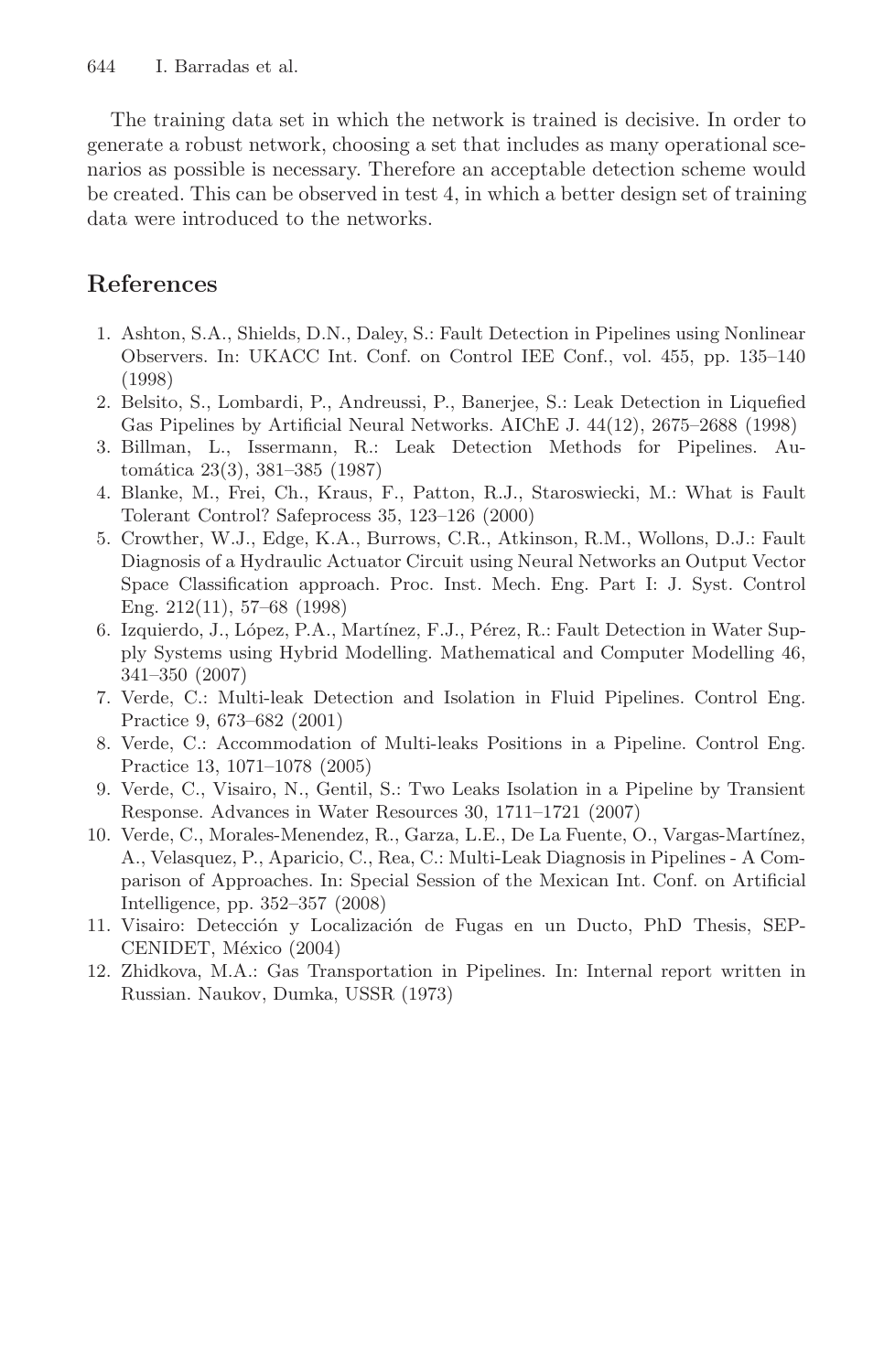The training data set in which the network is trained is decisive. In order to generate a robust network, choosing a set that includes as many operational scenarios as possible is necessary. Therefore an acceptable detection scheme would be created. This can be observed in test 4, in which a better design set of training data were introduced to the networks.

## References

1. Ashton, S.A., Shields, D.N., Daley, S.: Fault Detection in Pipelines using Nonlinear Observers. In: UKACC Int. Conf. on Control IEE Conf., vol. 455, pp. 135–140 (1998)
2. Belsito, S., Lombardi, P., Andreussi, P., Banerjee, S.: Leak Detection in Liquefied Gas Pipelines by Artificial Neural Networks. AIChE J. 44(12), 2675–2688 (1998)
3. Billman, L., Issermann, R.: Leak Detection Methods for Pipelines. Automática 23(3), 381–385 (1987)
4. Blanke, M., Frei, Ch., Kraus, F., Patton, R.J., Staroswiecki, M.: What is Fault Tolerant Control? Safeprocess 35, 123–126 (2000)
5. Crowther, W.J., Edge, K.A., Burrows, C.R., Atkinson, R.M., Wollons, D.J.: Fault Diagnosis of a Hydraulic Actuator Circuit using Neural Networks an Output Vector Space Classification approach. Proc. Inst. Mech. Eng. Part I: J. Syst. Control Eng. 212(11), 57–68 (1998)
6. Izquierdo, J., López, P.A., Martínez, F.J., Pérez, R.: Fault Detection in Water Supply Systems using Hybrid Modelling. Mathematical and Computer Modelling 46, 341–350 (2007)
7. Verde, C.: Multi-leak Detection and Isolation in Fluid Pipelines. Control Eng. Practice 9, 673–682 (2001)
8. Verde, C.: Accommodation of Multi-leaks Positions in a Pipeline. Control Eng. Practice 13, 1071–1078 (2005)
9. Verde, C., Visairo, N., Gentil, S.: Two Leaks Isolation in a Pipeline by Transient Response. Advances in Water Resources 30, 1711–1721 (2007)
10. Verde, C., Morales-Menendez, R., Garza, L.E., De La Fuente, O., Vargas-Martínez, A., Velasquez, P., Aparicio, C., Rea, C.: Multi-Leak Diagnosis in Pipelines - A Comparison of Approaches. In: Special Session of the Mexican Int. Conf. on Artificial Intelligence, pp. 352–357 (2008)
11. Visairo: Detección y Localización de Fugas en un Ducto, PhD Thesis, SEP-CENIDET, México (2004)
12. Zhidkova, M.A.: Gas Transportation in Pipelines. In: Internal report written in Russian. Naukov, Dumka, USSR (1973)